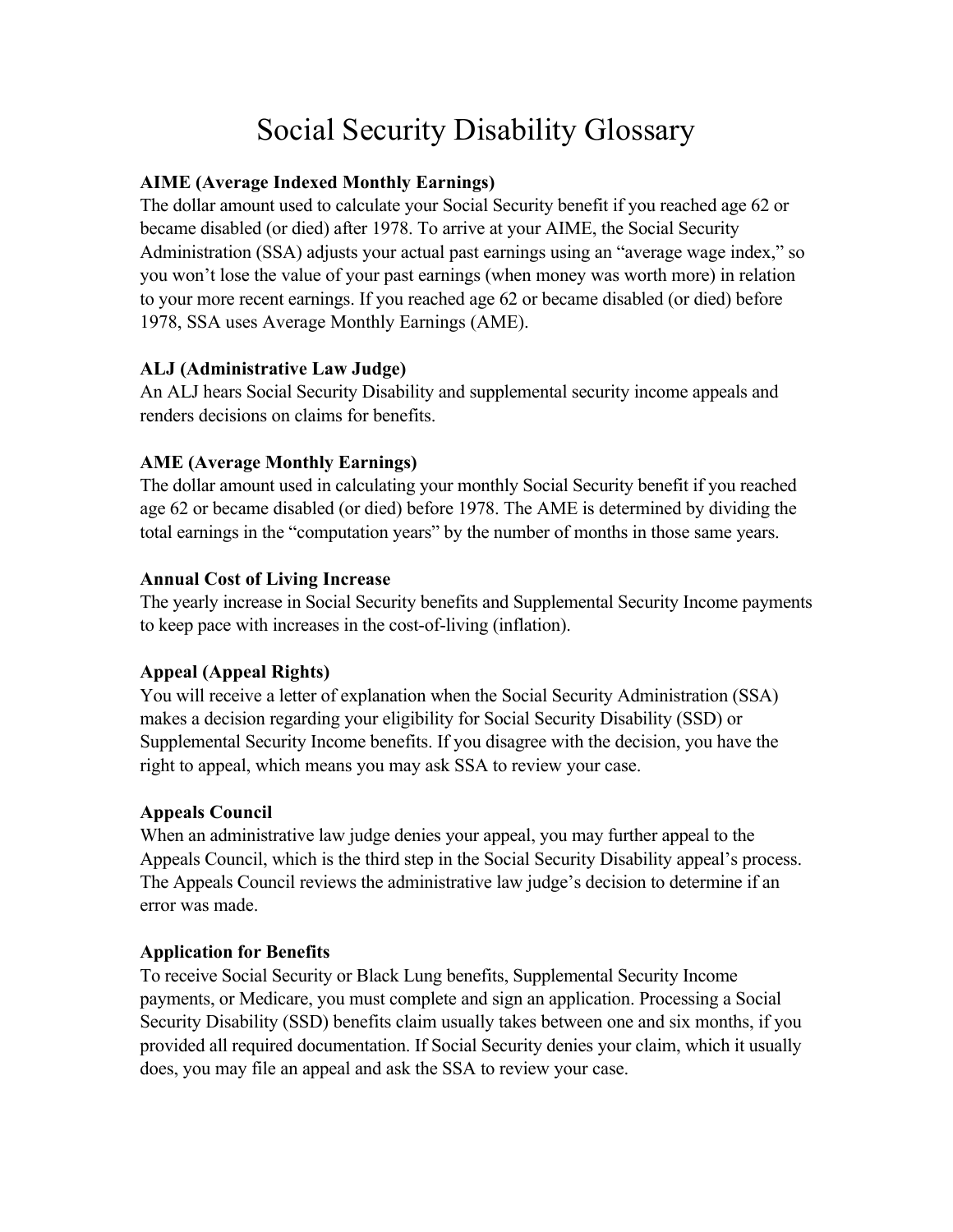# Social Security Disability Glossary

**AIME (Average Indexed Monthly Earnings)**
The dollar amount used to calculate your Social Security benefit if you reached age 62 or became disabled (or died) after 1978. To arrive at your AIME, the Social Security Administration (SSA) adjusts your actual past earnings using an "average wage index," so you won't lose the value of your past earnings (when money was worth more) in relation to your more recent earnings. If you reached age 62 or became disabled (or died) before 1978, SSA uses Average Monthly Earnings (AME).

**ALJ (Administrative Law Judge)**
An ALJ hears Social Security Disability and supplemental security income appeals and renders decisions on claims for benefits.

**AME (Average Monthly Earnings)**
The dollar amount used in calculating your monthly Social Security benefit if you reached age 62 or became disabled (or died) before 1978. The AME is determined by dividing the total earnings in the "computation years" by the number of months in those same years.

**Annual Cost of Living Increase**
The yearly increase in Social Security benefits and Supplemental Security Income payments to keep pace with increases in the cost-of-living (inflation).

**Appeal (Appeal Rights)**
You will receive a letter of explanation when the Social Security Administration (SSA) makes a decision regarding your eligibility for Social Security Disability (SSD) or Supplemental Security Income benefits. If you disagree with the decision, you have the right to appeal, which means you may ask SSA to review your case.

**Appeals Council**
When an administrative law judge denies your appeal, you may further appeal to the Appeals Council, which is the third step in the Social Security Disability appeal's process. The Appeals Council reviews the administrative law judge's decision to determine if an error was made.

**Application for Benefits**
To receive Social Security or Black Lung benefits, Supplemental Security Income payments, or Medicare, you must complete and sign an application. Processing a Social Security Disability (SSD) benefits claim usually takes between one and six months, if you provided all required documentation. If Social Security denies your claim, which it usually does, you may file an appeal and ask the SSA to review your case.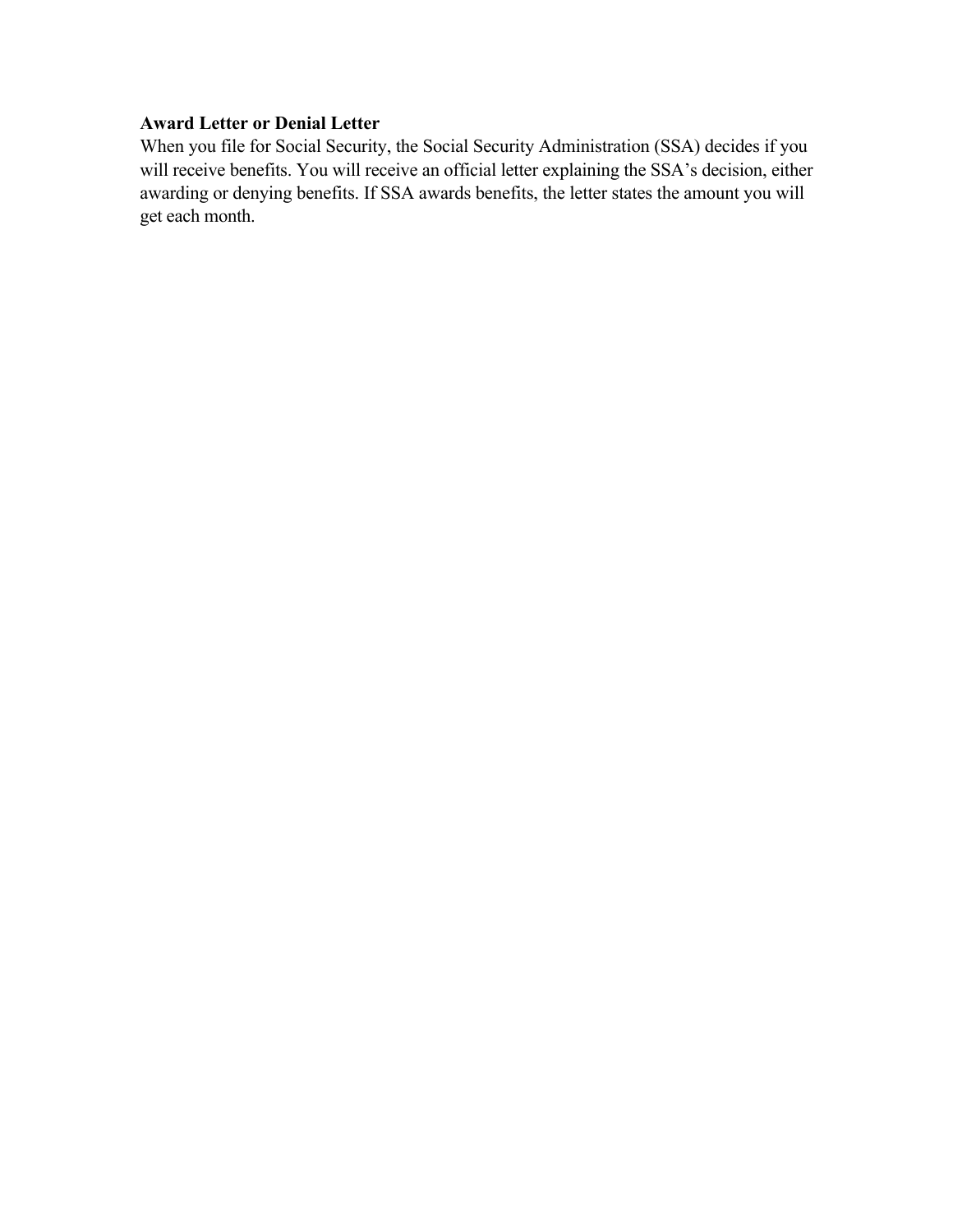**Award Letter or Denial Letter**

When you file for Social Security, the Social Security Administration (SSA) decides if you will receive benefits. You will receive an official letter explaining the SSA's decision, either awarding or denying benefits. If SSA awards benefits, the letter states the amount you will get each month.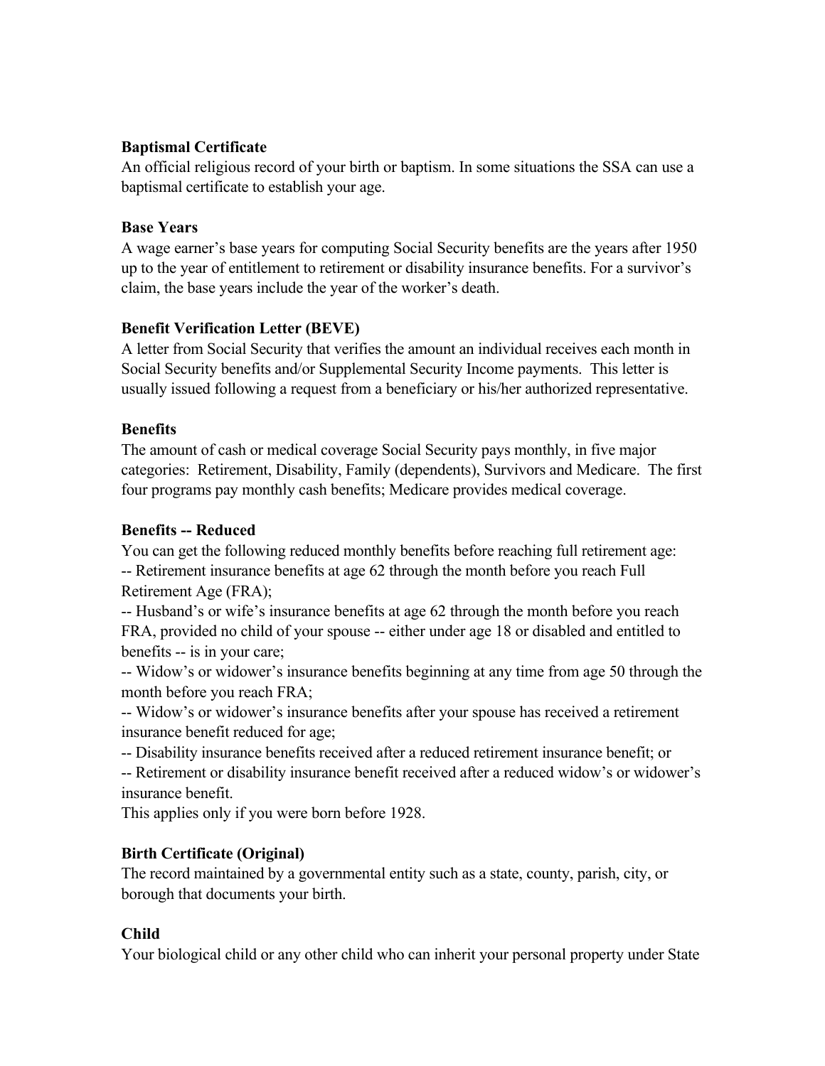**Baptismal Certificate**
An official religious record of your birth or baptism. In some situations the SSA can use a baptismal certificate to establish your age.

**Base Years**
A wage earner's base years for computing Social Security benefits are the years after 1950 up to the year of entitlement to retirement or disability insurance benefits. For a survivor's claim, the base years include the year of the worker's death.

**Benefit Verification Letter (BEVE)**
A letter from Social Security that verifies the amount an individual receives each month in Social Security benefits and/or Supplemental Security Income payments. This letter is usually issued following a request from a beneficiary or his/her authorized representative.

**Benefits**
The amount of cash or medical coverage Social Security pays monthly, in five major categories: Retirement, Disability, Family (dependents), Survivors and Medicare. The first four programs pay monthly cash benefits; Medicare provides medical coverage.

**Benefits -- Reduced**
You can get the following reduced monthly benefits before reaching full retirement age:
-- Retirement insurance benefits at age 62 through the month before you reach Full Retirement Age (FRA);
-- Husband's or wife's insurance benefits at age 62 through the month before you reach FRA, provided no child of your spouse -- either under age 18 or disabled and entitled to benefits -- is in your care;
-- Widow's or widower's insurance benefits beginning at any time from age 50 through the month before you reach FRA;
-- Widow's or widower's insurance benefits after your spouse has received a retirement insurance benefit reduced for age;
-- Disability insurance benefits received after a reduced retirement insurance benefit; or
-- Retirement or disability insurance benefit received after a reduced widow's or widower's insurance benefit.
This applies only if you were born before 1928.

**Birth Certificate (Original)**
The record maintained by a governmental entity such as a state, county, parish, city, or borough that documents your birth.

**Child**
Your biological child or any other child who can inherit your personal property under State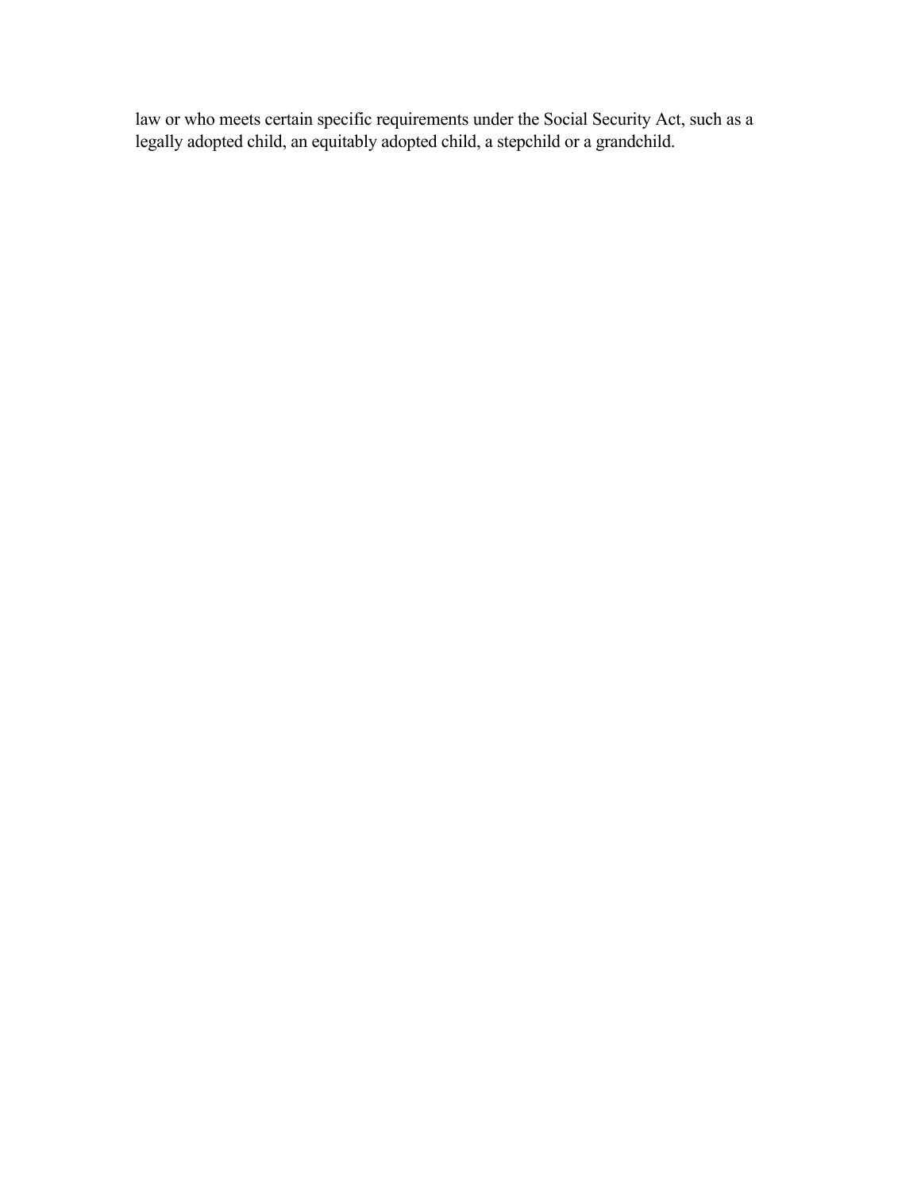law or who meets certain specific requirements under the Social Security Act, such as a legally adopted child, an equitably adopted child, a stepchild or a grandchild.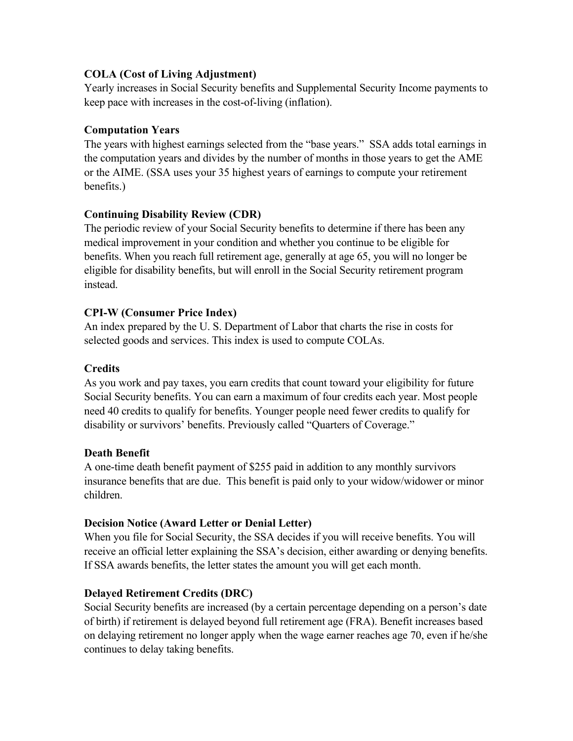**COLA (Cost of Living Adjustment)**
Yearly increases in Social Security benefits and Supplemental Security Income payments to keep pace with increases in the cost-of-living (inflation).

**Computation Years**
The years with highest earnings selected from the "base years." SSA adds total earnings in the computation years and divides by the number of months in those years to get the AME or the AIME. (SSA uses your 35 highest years of earnings to compute your retirement benefits.)

**Continuing Disability Review (CDR)**
The periodic review of your Social Security benefits to determine if there has been any medical improvement in your condition and whether you continue to be eligible for benefits. When you reach full retirement age, generally at age 65, you will no longer be eligible for disability benefits, but will enroll in the Social Security retirement program instead.

**CPI-W (Consumer Price Index)**
An index prepared by the U. S. Department of Labor that charts the rise in costs for selected goods and services. This index is used to compute COLAs.

**Credits**
As you work and pay taxes, you earn credits that count toward your eligibility for future Social Security benefits. You can earn a maximum of four credits each year. Most people need 40 credits to qualify for benefits. Younger people need fewer credits to qualify for disability or survivors' benefits. Previously called "Quarters of Coverage."

**Death Benefit**
A one-time death benefit payment of $255 paid in addition to any monthly survivors insurance benefits that are due. This benefit is paid only to your widow/widower or minor children.

**Decision Notice (Award Letter or Denial Letter)**
When you file for Social Security, the SSA decides if you will receive benefits. You will receive an official letter explaining the SSA's decision, either awarding or denying benefits. If SSA awards benefits, the letter states the amount you will get each month.

**Delayed Retirement Credits (DRC)**
Social Security benefits are increased (by a certain percentage depending on a person's date of birth) if retirement is delayed beyond full retirement age (FRA). Benefit increases based on delaying retirement no longer apply when the wage earner reaches age 70, even if he/she continues to delay taking benefits.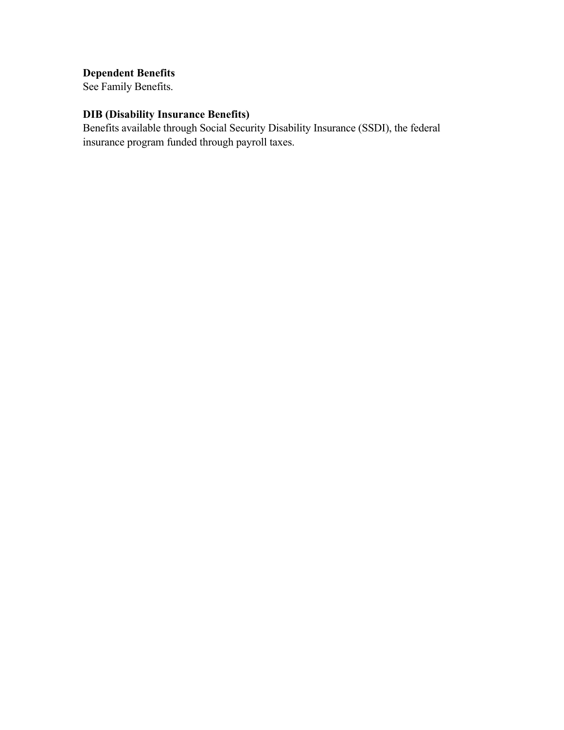**Dependent Benefits**
See Family Benefits.

**DIB (Disability Insurance Benefits)**
Benefits available through Social Security Disability Insurance (SSDI), the federal insurance program funded through payroll taxes.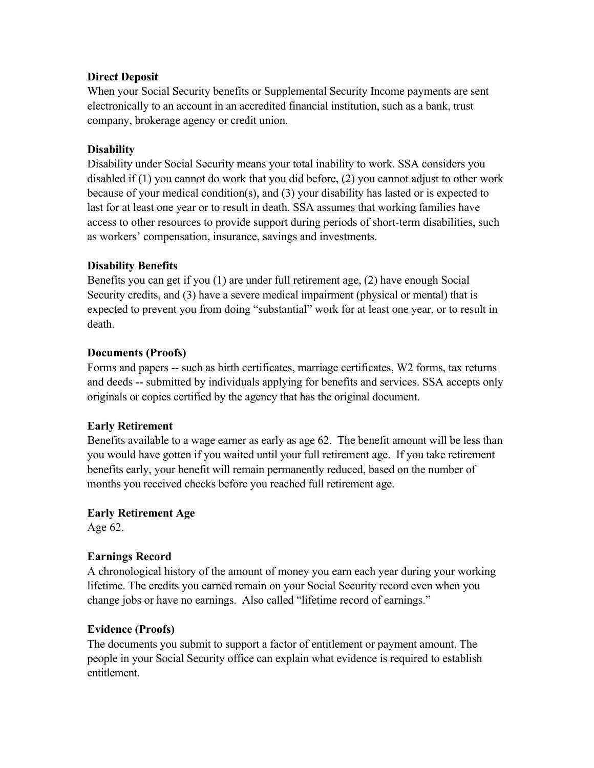**Direct Deposit**

When your Social Security benefits or Supplemental Security Income payments are sent electronically to an account in an accredited financial institution, such as a bank, trust company, brokerage agency or credit union.

**Disability**

Disability under Social Security means your total inability to work. SSA considers you disabled if (1) you cannot do work that you did before, (2) you cannot adjust to other work because of your medical condition(s), and (3) your disability has lasted or is expected to last for at least one year or to result in death. SSA assumes that working families have access to other resources to provide support during periods of short-term disabilities, such as workers' compensation, insurance, savings and investments.

**Disability Benefits**

Benefits you can get if you (1) are under full retirement age, (2) have enough Social Security credits, and (3) have a severe medical impairment (physical or mental) that is expected to prevent you from doing "substantial" work for at least one year, or to result in death.

**Documents (Proofs)**

Forms and papers -- such as birth certificates, marriage certificates, W2 forms, tax returns and deeds -- submitted by individuals applying for benefits and services. SSA accepts only originals or copies certified by the agency that has the original document.

**Early Retirement**

Benefits available to a wage earner as early as age 62. The benefit amount will be less than you would have gotten if you waited until your full retirement age. If you take retirement benefits early, your benefit will remain permanently reduced, based on the number of months you received checks before you reached full retirement age.

**Early Retirement Age**

Age 62.

**Earnings Record**

A chronological history of the amount of money you earn each year during your working lifetime. The credits you earned remain on your Social Security record even when you change jobs or have no earnings. Also called "lifetime record of earnings."

**Evidence (Proofs)**

The documents you submit to support a factor of entitlement or payment amount. The people in your Social Security office can explain what evidence is required to establish entitlement.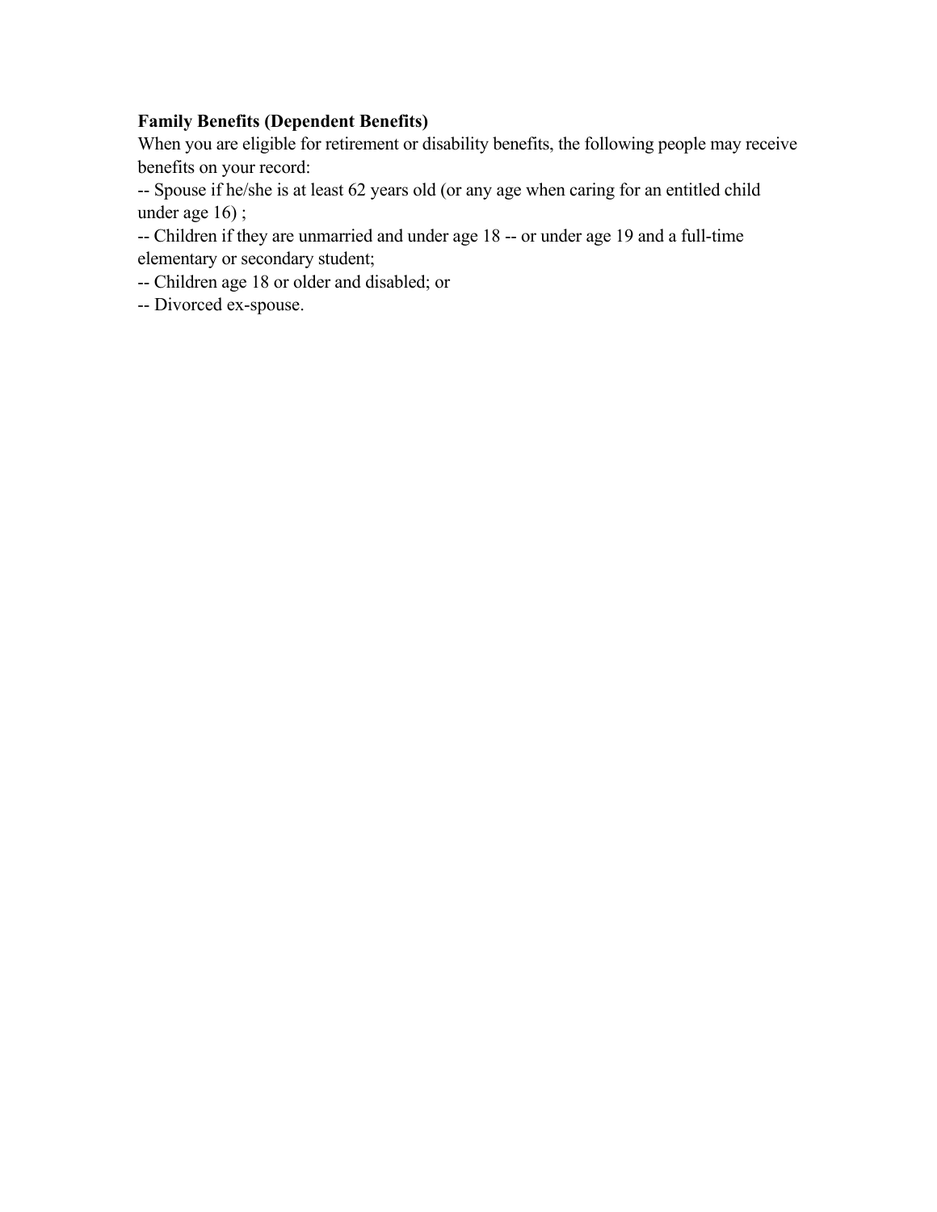**Family Benefits (Dependent Benefits)**

When you are eligible for retirement or disability benefits, the following people may receive benefits on your record:

-- Spouse if he/she is at least 62 years old (or any age when caring for an entitled child under age 16) ;

-- Children if they are unmarried and under age 18 -- or under age 19 and a full-time elementary or secondary student;

-- Children age 18 or older and disabled; or

-- Divorced ex-spouse.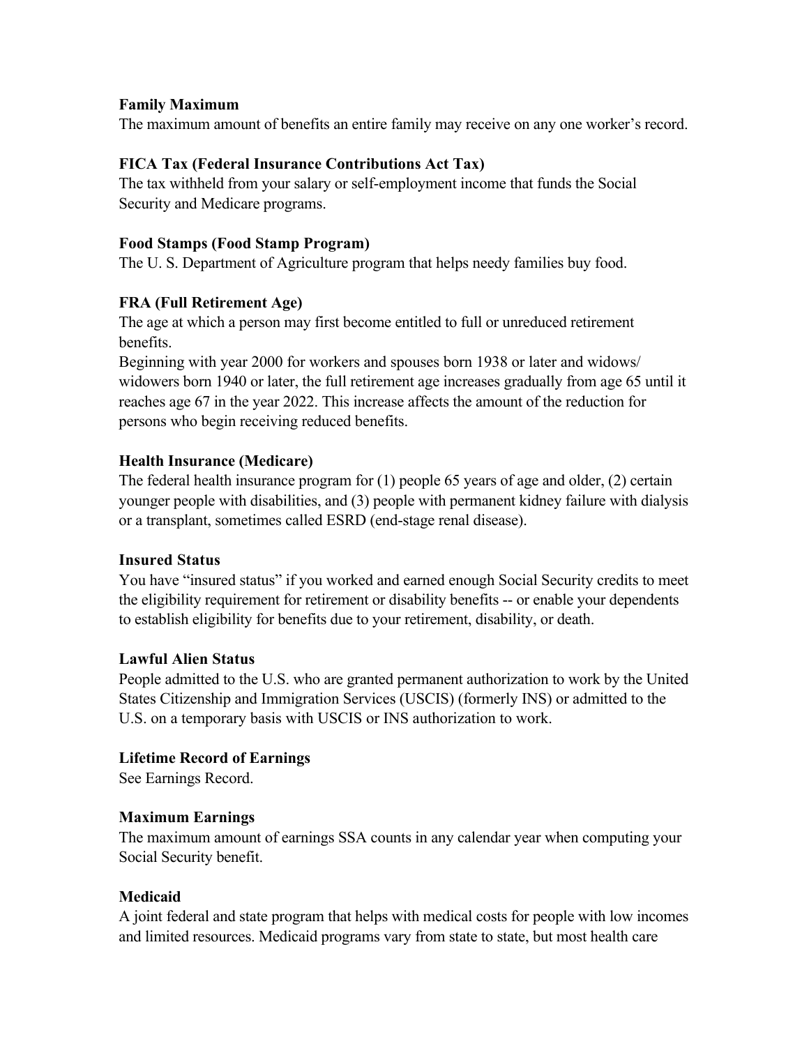**Family Maximum**
The maximum amount of benefits an entire family may receive on any one worker's record.

**FICA Tax (Federal Insurance Contributions Act Tax)**
The tax withheld from your salary or self-employment income that funds the Social Security and Medicare programs.

**Food Stamps (Food Stamp Program)**
The U. S. Department of Agriculture program that helps needy families buy food.

**FRA (Full Retirement Age)**
The age at which a person may first become entitled to full or unreduced retirement benefits.
Beginning with year 2000 for workers and spouses born 1938 or later and widows/ widowers born 1940 or later, the full retirement age increases gradually from age 65 until it reaches age 67 in the year 2022. This increase affects the amount of the reduction for persons who begin receiving reduced benefits.

**Health Insurance (Medicare)**
The federal health insurance program for (1) people 65 years of age and older, (2) certain younger people with disabilities, and (3) people with permanent kidney failure with dialysis or a transplant, sometimes called ESRD (end-stage renal disease).

**Insured Status**
You have "insured status" if you worked and earned enough Social Security credits to meet the eligibility requirement for retirement or disability benefits -- or enable your dependents to establish eligibility for benefits due to your retirement, disability, or death.

**Lawful Alien Status**
People admitted to the U.S. who are granted permanent authorization to work by the United States Citizenship and Immigration Services (USCIS) (formerly INS) or admitted to the U.S. on a temporary basis with USCIS or INS authorization to work.

**Lifetime Record of Earnings**
See Earnings Record.

**Maximum Earnings**
The maximum amount of earnings SSA counts in any calendar year when computing your Social Security benefit.

**Medicaid**
A joint federal and state program that helps with medical costs for people with low incomes and limited resources. Medicaid programs vary from state to state, but most health care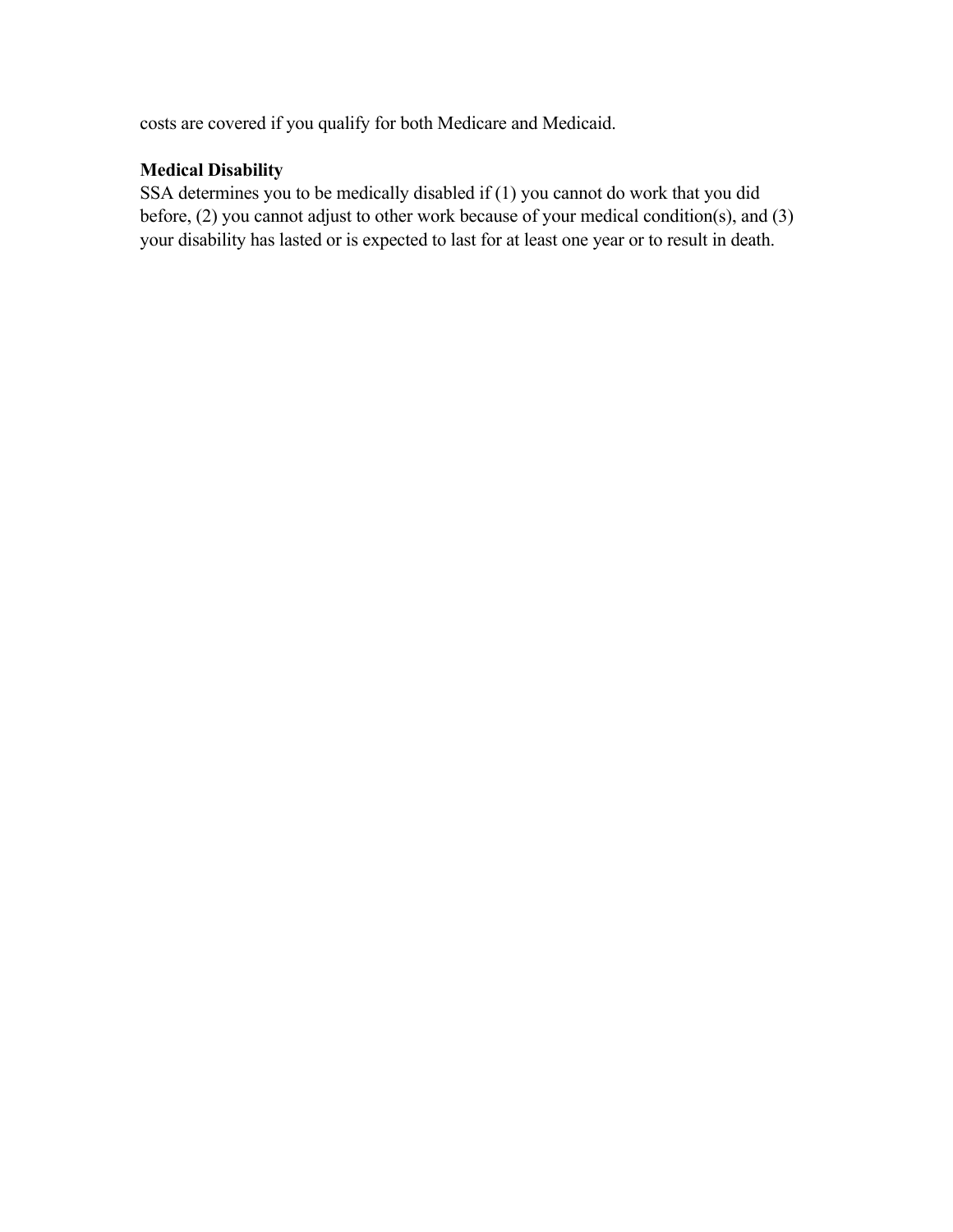costs are covered if you qualify for both Medicare and Medicaid.

**Medical Disability**

SSA determines you to be medically disabled if (1) you cannot do work that you did before, (2) you cannot adjust to other work because of your medical condition(s), and (3) your disability has lasted or is expected to last for at least one year or to result in death.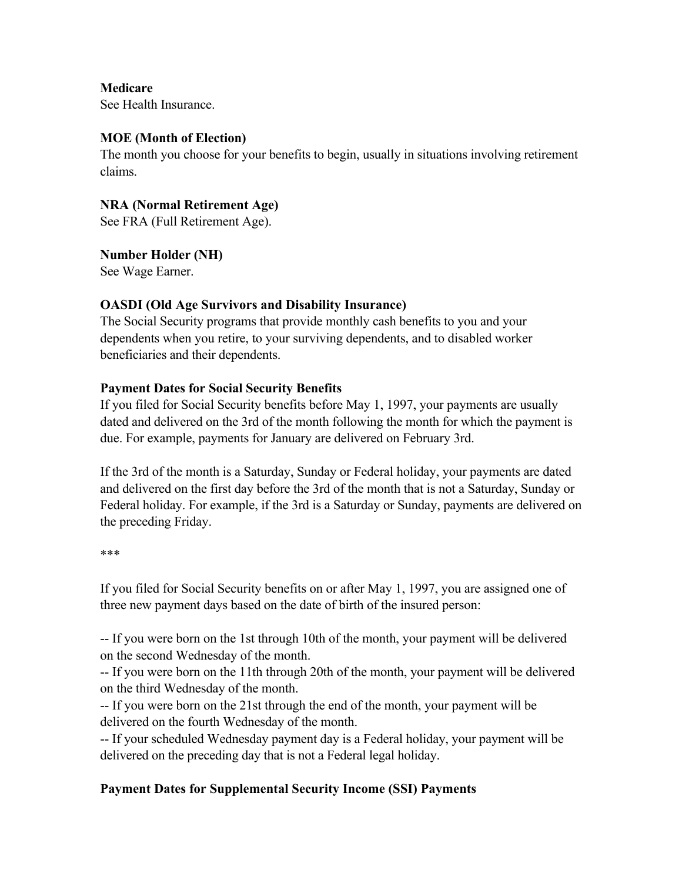**Medicare**
See Health Insurance.

**MOE (Month of Election)**
The month you choose for your benefits to begin, usually in situations involving retirement claims.

**NRA (Normal Retirement Age)**
See FRA (Full Retirement Age).

**Number Holder (NH)**
See Wage Earner.

**OASDI (Old Age Survivors and Disability Insurance)**
The Social Security programs that provide monthly cash benefits to you and your dependents when you retire, to your surviving dependents, and to disabled worker beneficiaries and their dependents.

**Payment Dates for Social Security Benefits**
If you filed for Social Security benefits before May 1, 1997, your payments are usually dated and delivered on the 3rd of the month following the month for which the payment is due. For example, payments for January are delivered on February 3rd.

If the 3rd of the month is a Saturday, Sunday or Federal holiday, your payments are dated and delivered on the first day before the 3rd of the month that is not a Saturday, Sunday or Federal holiday. For example, if the 3rd is a Saturday or Sunday, payments are delivered on the preceding Friday.

***

If you filed for Social Security benefits on or after May 1, 1997, you are assigned one of three new payment days based on the date of birth of the insured person:

-- If you were born on the 1st through 10th of the month, your payment will be delivered on the second Wednesday of the month.
-- If you were born on the 11th through 20th of the month, your payment will be delivered on the third Wednesday of the month.
-- If you were born on the 21st through the end of the month, your payment will be delivered on the fourth Wednesday of the month.
-- If your scheduled Wednesday payment day is a Federal holiday, your payment will be delivered on the preceding day that is not a Federal legal holiday.

**Payment Dates for Supplemental Security Income (SSI) Payments**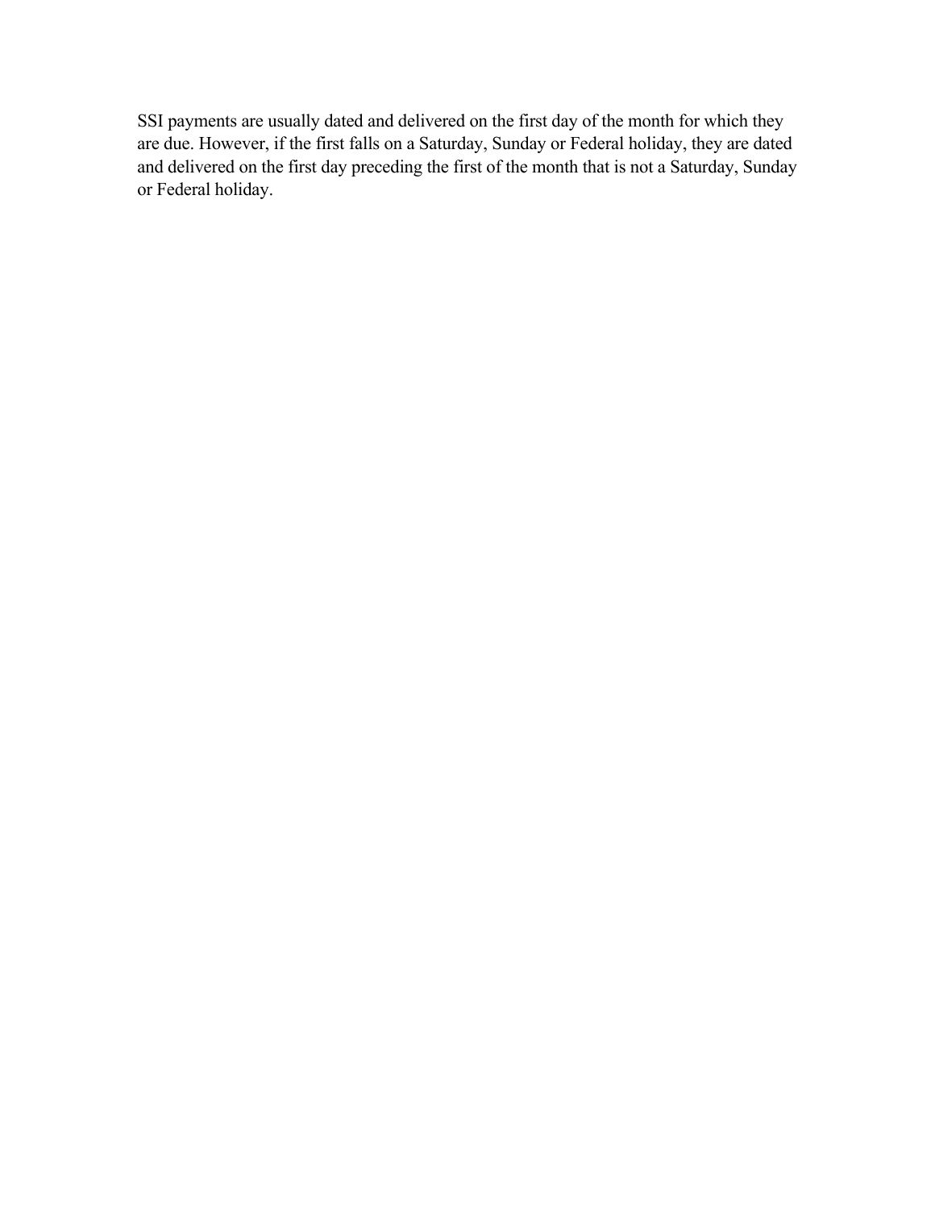SSI payments are usually dated and delivered on the first day of the month for which they are due. However, if the first falls on a Saturday, Sunday or Federal holiday, they are dated and delivered on the first day preceding the first of the month that is not a Saturday, Sunday or Federal holiday.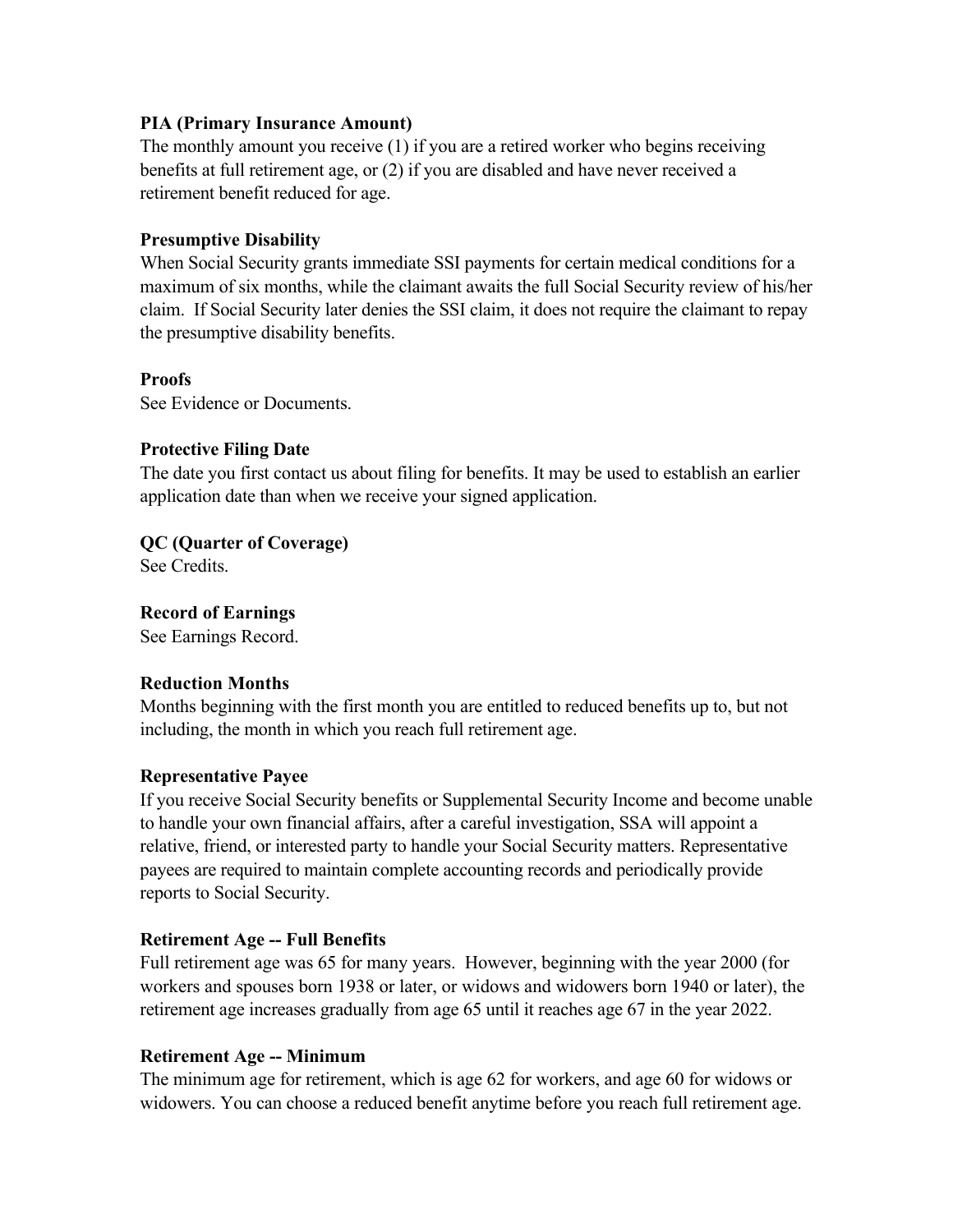**PIA (Primary Insurance Amount)**
The monthly amount you receive (1) if you are a retired worker who begins receiving benefits at full retirement age, or (2) if you are disabled and have never received a retirement benefit reduced for age.

**Presumptive Disability**
When Social Security grants immediate SSI payments for certain medical conditions for a maximum of six months, while the claimant awaits the full Social Security review of his/her claim. If Social Security later denies the SSI claim, it does not require the claimant to repay the presumptive disability benefits.

**Proofs**
See Evidence or Documents.

**Protective Filing Date**
The date you first contact us about filing for benefits. It may be used to establish an earlier application date than when we receive your signed application.

**QC (Quarter of Coverage)**
See Credits.

**Record of Earnings**
See Earnings Record.

**Reduction Months**
Months beginning with the first month you are entitled to reduced benefits up to, but not including, the month in which you reach full retirement age.

**Representative Payee**
If you receive Social Security benefits or Supplemental Security Income and become unable to handle your own financial affairs, after a careful investigation, SSA will appoint a relative, friend, or interested party to handle your Social Security matters. Representative payees are required to maintain complete accounting records and periodically provide reports to Social Security.

**Retirement Age -- Full Benefits**
Full retirement age was 65 for many years. However, beginning with the year 2000 (for workers and spouses born 1938 or later, or widows and widowers born 1940 or later), the retirement age increases gradually from age 65 until it reaches age 67 in the year 2022.

**Retirement Age -- Minimum**
The minimum age for retirement, which is age 62 for workers, and age 60 for widows or widowers. You can choose a reduced benefit anytime before you reach full retirement age.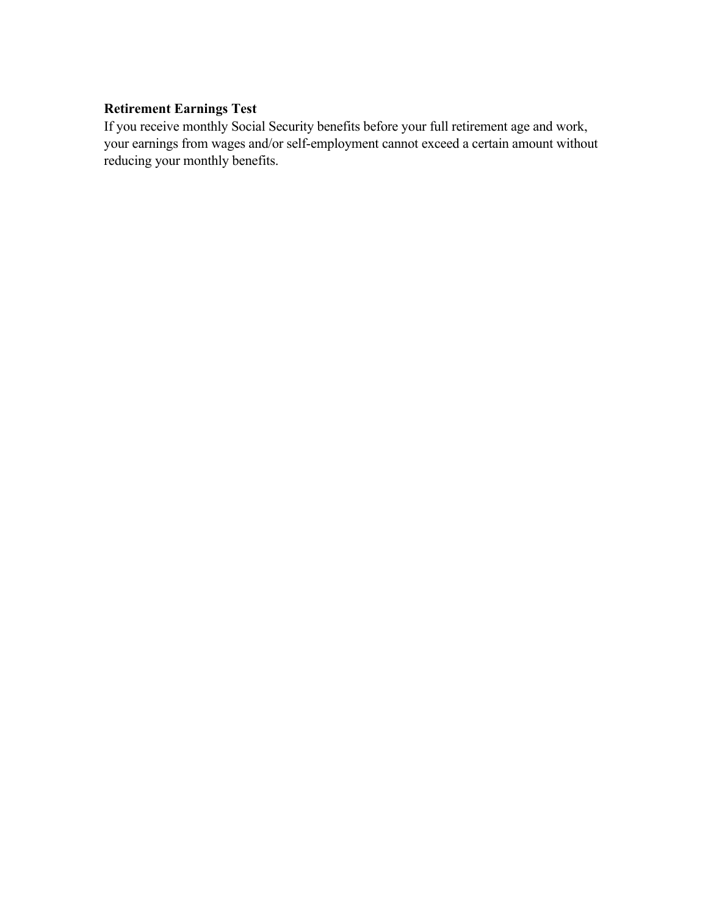**Retirement Earnings Test**
If you receive monthly Social Security benefits before your full retirement age and work, your earnings from wages and/or self-employment cannot exceed a certain amount without reducing your monthly benefits.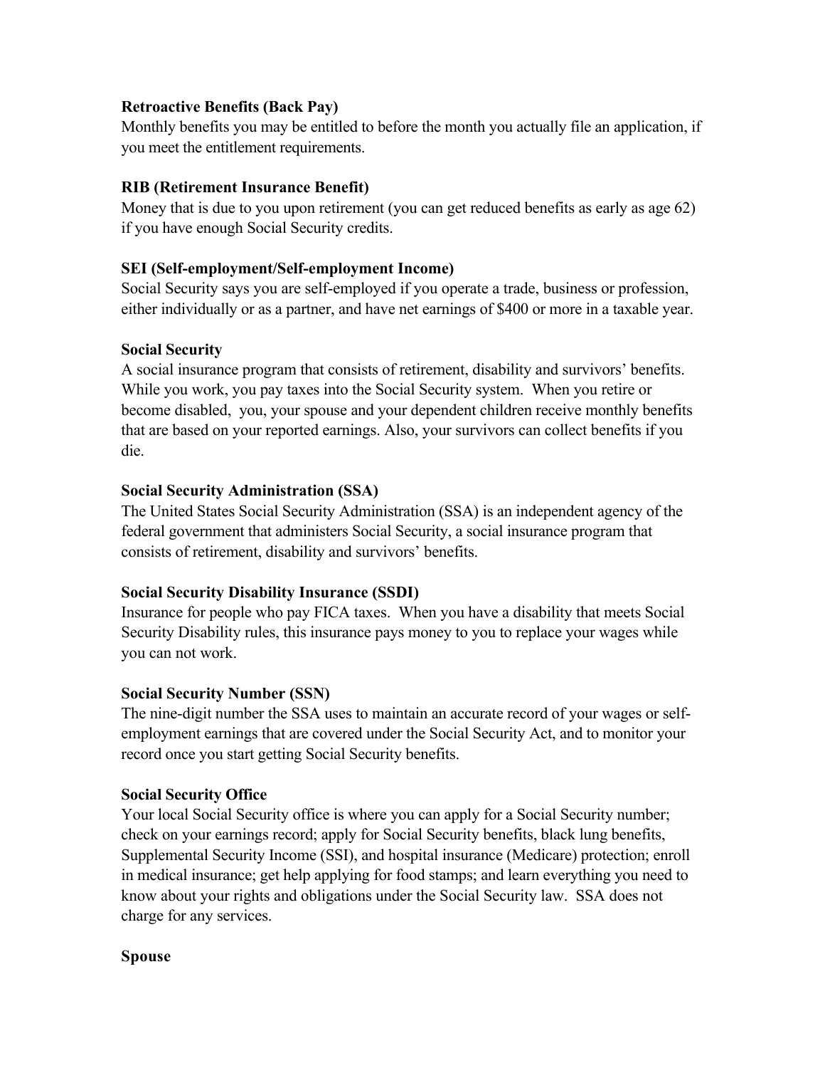**Retroactive Benefits (Back Pay)**
Monthly benefits you may be entitled to before the month you actually file an application, if you meet the entitlement requirements.

**RIB (Retirement Insurance Benefit)**
Money that is due to you upon retirement (you can get reduced benefits as early as age 62) if you have enough Social Security credits.

**SEI (Self-employment/Self-employment Income)**
Social Security says you are self-employed if you operate a trade, business or profession, either individually or as a partner, and have net earnings of $400 or more in a taxable year.

**Social Security**
A social insurance program that consists of retirement, disability and survivors' benefits. While you work, you pay taxes into the Social Security system. When you retire or become disabled, you, your spouse and your dependent children receive monthly benefits that are based on your reported earnings. Also, your survivors can collect benefits if you die.

**Social Security Administration (SSA)**
The United States Social Security Administration (SSA) is an independent agency of the federal government that administers Social Security, a social insurance program that consists of retirement, disability and survivors' benefits.

**Social Security Disability Insurance (SSDI)**
Insurance for people who pay FICA taxes. When you have a disability that meets Social Security Disability rules, this insurance pays money to you to replace your wages while you can not work.

**Social Security Number (SSN)**
The nine-digit number the SSA uses to maintain an accurate record of your wages or self-employment earnings that are covered under the Social Security Act, and to monitor your record once you start getting Social Security benefits.

**Social Security Office**
Your local Social Security office is where you can apply for a Social Security number; check on your earnings record; apply for Social Security benefits, black lung benefits, Supplemental Security Income (SSI), and hospital insurance (Medicare) protection; enroll in medical insurance; get help applying for food stamps; and learn everything you need to know about your rights and obligations under the Social Security law. SSA does not charge for any services.

**Spouse**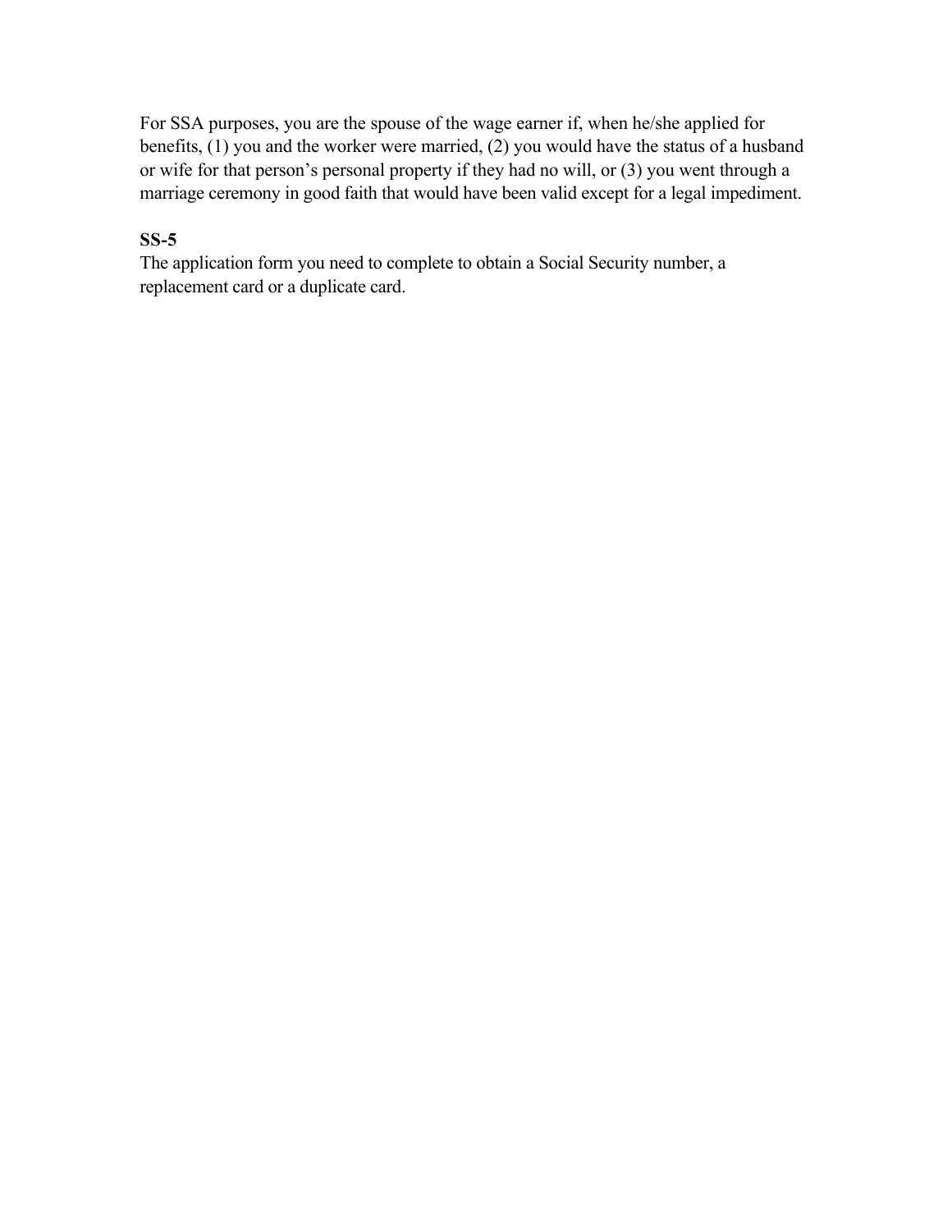For SSA purposes, you are the spouse of the wage earner if, when he/she applied for benefits, (1) you and the worker were married, (2) you would have the status of a husband or wife for that person's personal property if they had no will, or (3) you went through a marriage ceremony in good faith that would have been valid except for a legal impediment.

**SS-5**
The application form you need to complete to obtain a Social Security number, a replacement card or a duplicate card.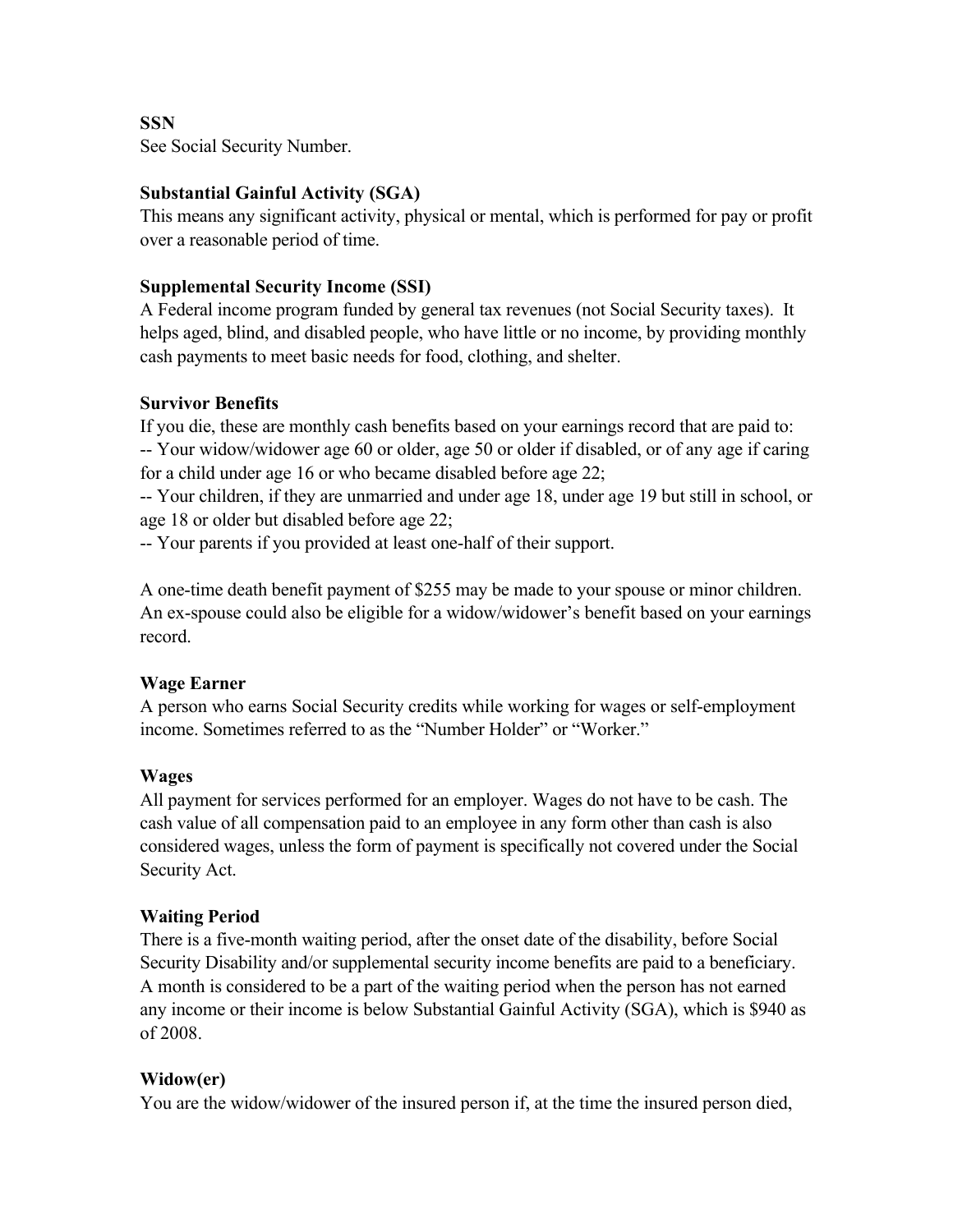**SSN**
See Social Security Number.

**Substantial Gainful Activity (SGA)**
This means any significant activity, physical or mental, which is performed for pay or profit over a reasonable period of time.

**Supplemental Security Income (SSI)**
A Federal income program funded by general tax revenues (not Social Security taxes). It helps aged, blind, and disabled people, who have little or no income, by providing monthly cash payments to meet basic needs for food, clothing, and shelter.

**Survivor Benefits**
If you die, these are monthly cash benefits based on your earnings record that are paid to:
-- Your widow/widower age 60 or older, age 50 or older if disabled, or of any age if caring for a child under age 16 or who became disabled before age 22;
-- Your children, if they are unmarried and under age 18, under age 19 but still in school, or age 18 or older but disabled before age 22;
-- Your parents if you provided at least one-half of their support.

A one-time death benefit payment of $255 may be made to your spouse or minor children. An ex-spouse could also be eligible for a widow/widower's benefit based on your earnings record.

**Wage Earner**
A person who earns Social Security credits while working for wages or self-employment income. Sometimes referred to as the "Number Holder" or "Worker."

**Wages**
All payment for services performed for an employer. Wages do not have to be cash. The cash value of all compensation paid to an employee in any form other than cash is also considered wages, unless the form of payment is specifically not covered under the Social Security Act.

**Waiting Period**
There is a five-month waiting period, after the onset date of the disability, before Social Security Disability and/or supplemental security income benefits are paid to a beneficiary. A month is considered to be a part of the waiting period when the person has not earned any income or their income is below Substantial Gainful Activity (SGA), which is $940 as of 2008.

**Widow(er)**
You are the widow/widower of the insured person if, at the time the insured person died,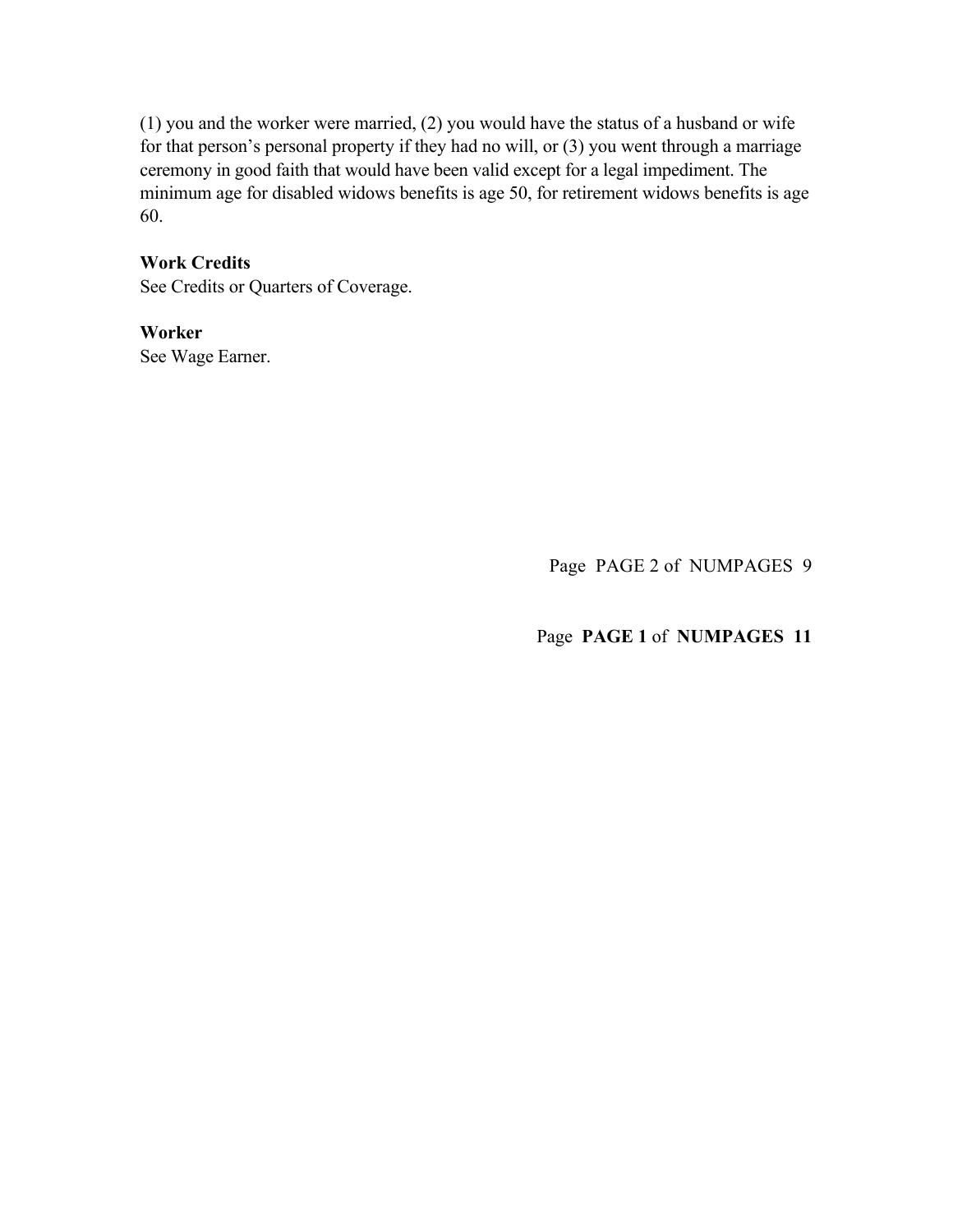(1) you and the worker were married, (2) you would have the status of a husband or wife for that person's personal property if they had no will, or (3) you went through a marriage ceremony in good faith that would have been valid except for a legal impediment. The minimum age for disabled widows benefits is age 50, for retirement widows benefits is age 60.

**Work Credits**
See Credits or Quarters of Coverage.

**Worker**
See Wage Earner.